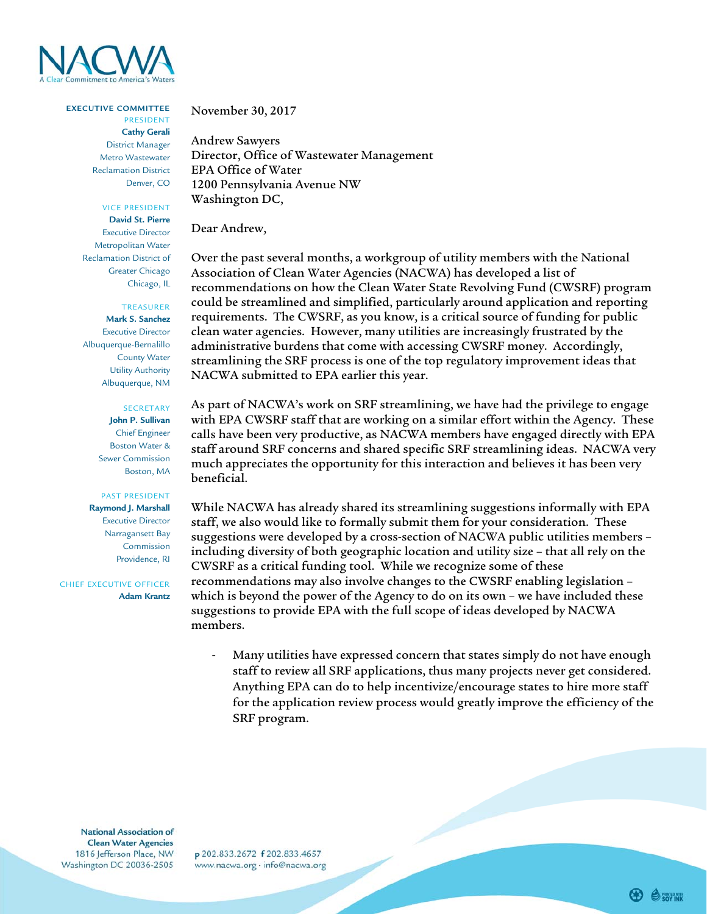NACWA
A Clear Commitment to America's Waters

**EXECUTIVE COMMITTEE**

PRESIDENT
**Cathy Gerali**
District Manager
Metro Wastewater
Reclamation District
Denver, CO

VICE PRESIDENT
**David St. Pierre**
Executive Director
Metropolitan Water
Reclamation District of
Greater Chicago
Chicago, IL

TREASURER
**Mark S. Sanchez**
Executive Director
Albuquerque-Bernalillo
County Water
Utility Authority
Albuquerque, NM

SECRETARY
**John P. Sullivan**
Chief Engineer
Boston Water &
Sewer Commission
Boston, MA

PAST PRESIDENT
**Raymond J. Marshall**
Executive Director
Narragansett Bay
Commission
Providence, RI

CHIEF EXECUTIVE OFFICER
**Adam Krantz**

November 30, 2017

Andrew Sawyers
Director, Office of Wastewater Management
EPA Office of Water
1200 Pennsylvania Avenue NW
Washington DC,

Dear Andrew,

Over the past several months, a workgroup of utility members with the National Association of Clean Water Agencies (NACWA) has developed a list of recommendations on how the Clean Water State Revolving Fund (CWSRF) program could be streamlined and simplified, particularly around application and reporting requirements. The CWSRF, as you know, is a critical source of funding for public clean water agencies. However, many utilities are increasingly frustrated by the administrative burdens that come with accessing CWSRF money. Accordingly, streamlining the SRF process is one of the top regulatory improvement ideas that NACWA submitted to EPA earlier this year.

As part of NACWA's work on SRF streamlining, we have had the privilege to engage with EPA CWSRF staff that are working on a similar effort within the Agency. These calls have been very productive, as NACWA members have engaged directly with EPA staff around SRF concerns and shared specific SRF streamlining ideas. NACWA very much appreciates the opportunity for this interaction and believes it has been very beneficial.

While NACWA has already shared its streamlining suggestions informally with EPA staff, we also would like to formally submit them for your consideration. These suggestions were developed by a cross-section of NACWA public utilities members – including diversity of both geographic location and utility size – that all rely on the CWSRF as a critical funding tool. While we recognize some of these recommendations may also involve changes to the CWSRF enabling legislation – which is beyond the power of the Agency to do on its own – we have included these suggestions to provide EPA with the full scope of ideas developed by NACWA members.

- Many utilities have expressed concern that states simply do not have enough staff to review all SRF applications, thus many projects never get considered. Anything EPA can do to help incentivize/encourage states to hire more staff for the application review process would greatly improve the efficiency of the SRF program.

**National Association of Clean Water Agencies**
1816 Jefferson Place, NW
Washington DC 20036-2505

p 202.833.2672 f 202.833.4657
www.nacwa.org · info@nacwa.org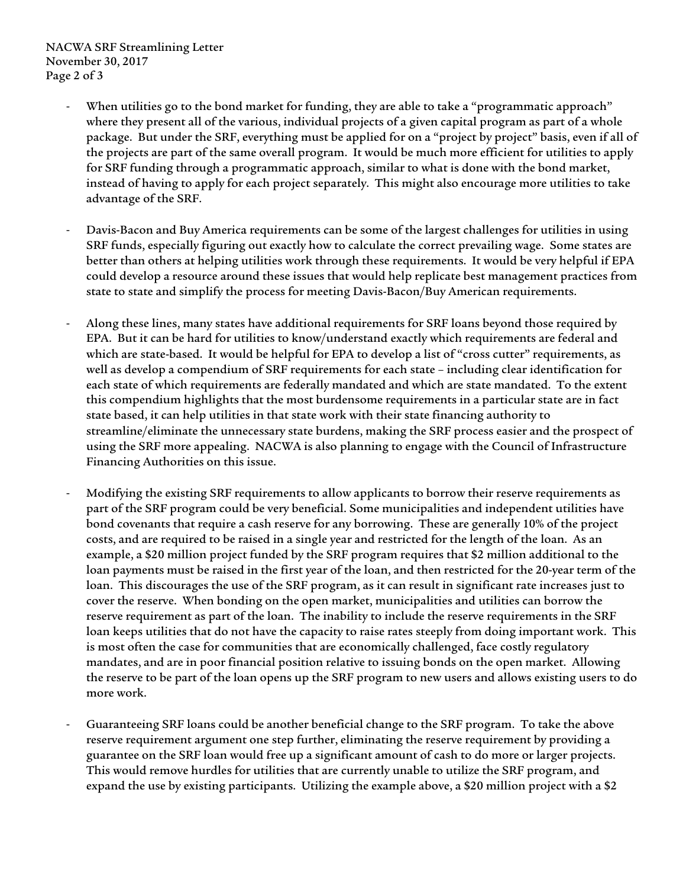- When utilities go to the bond market for funding, they are able to take a "programmatic approach" where they present all of the various, individual projects of a given capital program as part of a whole package. But under the SRF, everything must be applied for on a "project by project" basis, even if all of the projects are part of the same overall program. It would be much more efficient for utilities to apply for SRF funding through a programmatic approach, similar to what is done with the bond market, instead of having to apply for each project separately. This might also encourage more utilities to take advantage of the SRF.

- Davis-Bacon and Buy America requirements can be some of the largest challenges for utilities in using SRF funds, especially figuring out exactly how to calculate the correct prevailing wage. Some states are better than others at helping utilities work through these requirements. It would be very helpful if EPA could develop a resource around these issues that would help replicate best management practices from state to state and simplify the process for meeting Davis-Bacon/Buy American requirements.

- Along these lines, many states have additional requirements for SRF loans beyond those required by EPA. But it can be hard for utilities to know/understand exactly which requirements are federal and which are state-based. It would be helpful for EPA to develop a list of "cross cutter" requirements, as well as develop a compendium of SRF requirements for each state – including clear identification for each state of which requirements are federally mandated and which are state mandated. To the extent this compendium highlights that the most burdensome requirements in a particular state are in fact state based, it can help utilities in that state work with their state financing authority to streamline/eliminate the unnecessary state burdens, making the SRF process easier and the prospect of using the SRF more appealing. NACWA is also planning to engage with the Council of Infrastructure Financing Authorities on this issue.

- Modifying the existing SRF requirements to allow applicants to borrow their reserve requirements as part of the SRF program could be very beneficial. Some municipalities and independent utilities have bond covenants that require a cash reserve for any borrowing. These are generally 10% of the project costs, and are required to be raised in a single year and restricted for the length of the loan. As an example, a $20 million project funded by the SRF program requires that $2 million additional to the loan payments must be raised in the first year of the loan, and then restricted for the 20-year term of the loan. This discourages the use of the SRF program, as it can result in significant rate increases just to cover the reserve. When bonding on the open market, municipalities and utilities can borrow the reserve requirement as part of the loan. The inability to include the reserve requirements in the SRF loan keeps utilities that do not have the capacity to raise rates steeply from doing important work. This is most often the case for communities that are economically challenged, face costly regulatory mandates, and are in poor financial position relative to issuing bonds on the open market. Allowing the reserve to be part of the loan opens up the SRF program to new users and allows existing users to do more work.

- Guaranteeing SRF loans could be another beneficial change to the SRF program. To take the above reserve requirement argument one step further, eliminating the reserve requirement by providing a guarantee on the SRF loan would free up a significant amount of cash to do more or larger projects. This would remove hurdles for utilities that are currently unable to utilize the SRF program, and expand the use by existing participants. Utilizing the example above, a $20 million project with a $2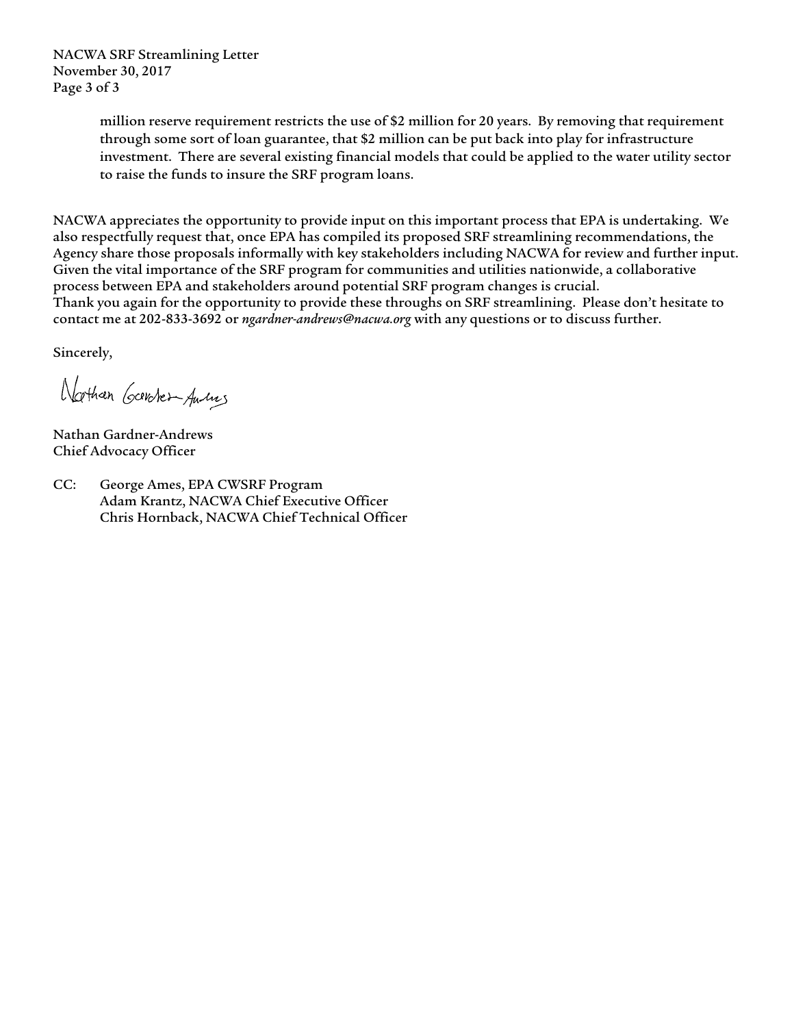million reserve requirement restricts the use of $2 million for 20 years. By removing that requirement through some sort of loan guarantee, that $2 million can be put back into play for infrastructure investment. There are several existing financial models that could be applied to the water utility sector to raise the funds to insure the SRF program loans.

NACWA appreciates the opportunity to provide input on this important process that EPA is undertaking. We also respectfully request that, once EPA has compiled its proposed SRF streamlining recommendations, the Agency share those proposals informally with key stakeholders including NACWA for review and further input. Given the vital importance of the SRF program for communities and utilities nationwide, a collaborative process between EPA and stakeholders around potential SRF program changes is crucial.
Thank you again for the opportunity to provide these throughs on SRF streamlining. Please don't hesitate to contact me at 202-833-3692 or *ngardner-andrews@nacwa.org* with any questions or to discuss further.

Sincerely,

Nathan Gardner-Andrews
Chief Advocacy Officer

CC: George Ames, EPA CWSRF Program
Adam Krantz, NACWA Chief Executive Officer
Chris Hornback, NACWA Chief Technical Officer